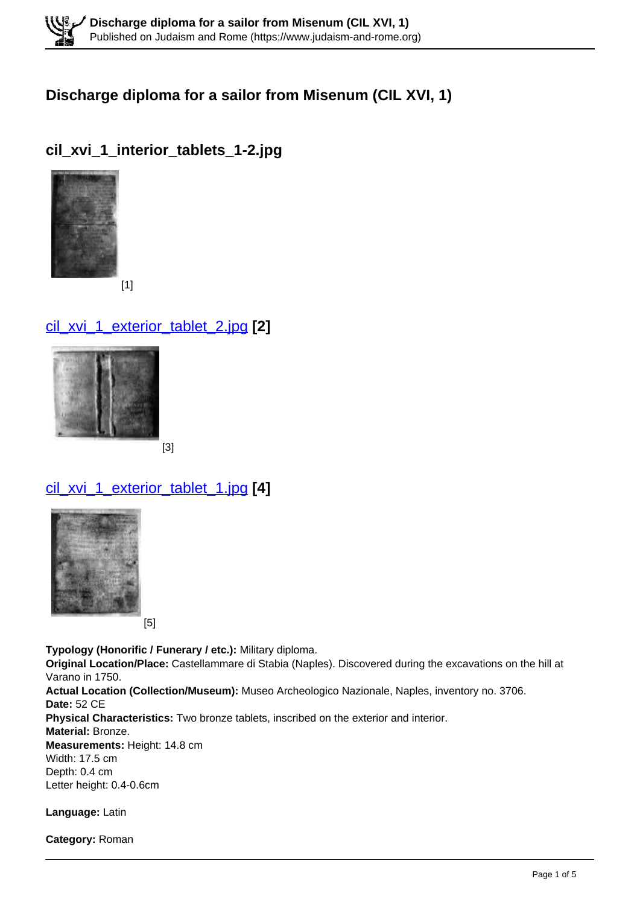# Discharge diploma for a sailor from Misenum (CIL XVI, 1)

## cil_xvi_1_interior_tablets_1-2.jpg

[1]

## cil_xvi_1_exterior_tablet_2.jpg [2]

[3]

## cil_xvi_1_exterior_tablet_1.jpg [4]

[5]

**Typology (Honorific / Funerary / etc.):** Military diploma.
**Original Location/Place:** Castellammare di Stabia (Naples). Discovered during the excavations on the hill at Varano in 1750.
**Actual Location (Collection/Museum):** Museo Archeologico Nazionale, Naples, inventory no. 3706.
**Date:** 52 CE
**Physical Characteristics:** Two bronze tablets, inscribed on the exterior and interior.
**Material:** Bronze.
**Measurements:** Height: 14.8 cm
Width: 17.5 cm
Depth: 0.4 cm
Letter height: 0.4-0.6cm

**Language:** Latin

**Category:** Roman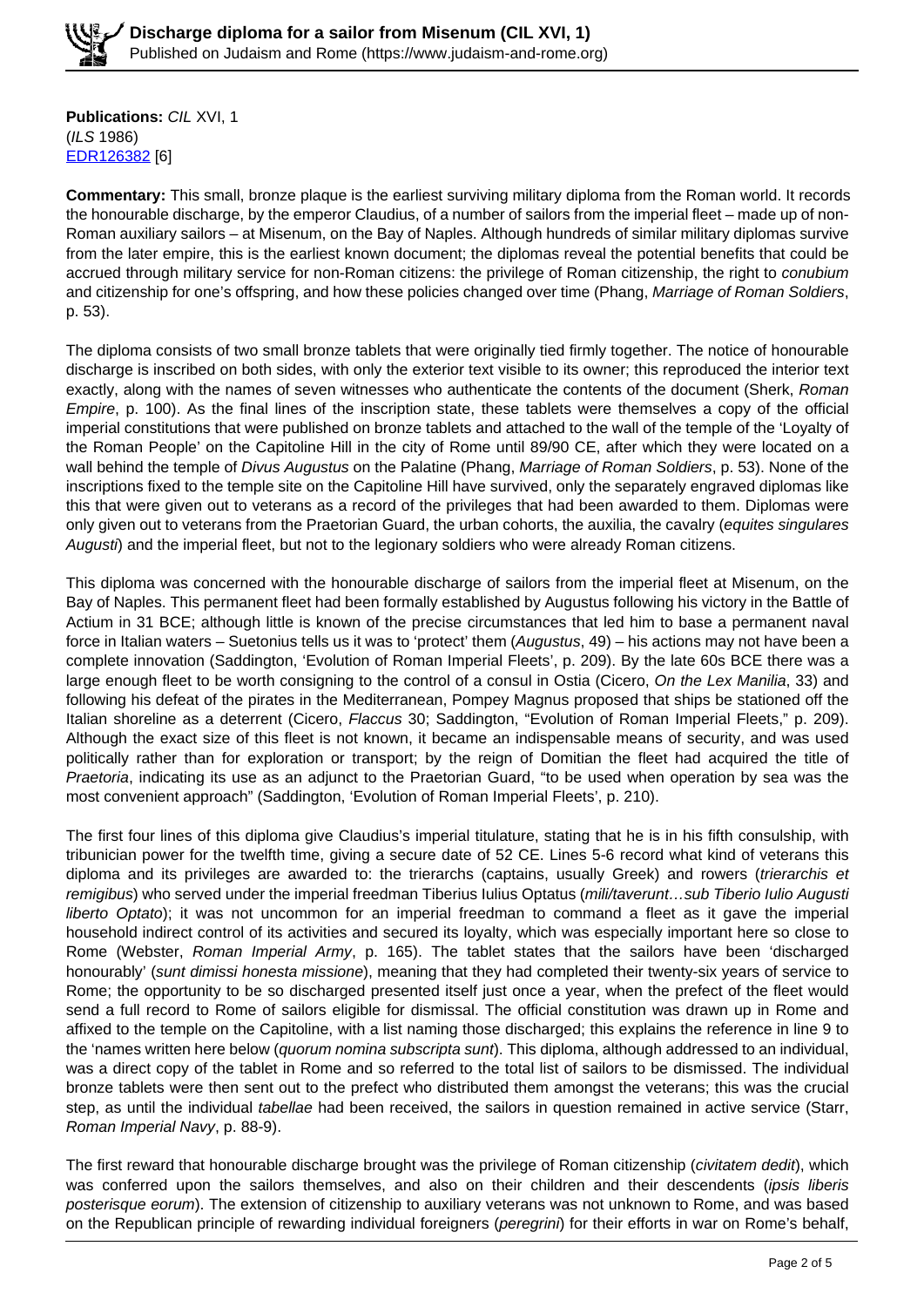**Publications:** *CIL* XVI, 1
(*ILS* 1986)
[EDR126382](EDR126382) [6]

**Commentary:** This small, bronze plaque is the earliest surviving military diploma from the Roman world. It records the honourable discharge, by the emperor Claudius, of a number of sailors from the imperial fleet – made up of non-Roman auxiliary sailors – at Misenum, on the Bay of Naples. Although hundreds of similar military diplomas survive from the later empire, this is the earliest known document; the diplomas reveal the potential benefits that could be accrued through military service for non-Roman citizens: the privilege of Roman citizenship, the right to *conubium* and citizenship for one's offspring, and how these policies changed over time (Phang, *Marriage of Roman Soldiers*, p. 53).

The diploma consists of two small bronze tablets that were originally tied firmly together. The notice of honourable discharge is inscribed on both sides, with only the exterior text visible to its owner; this reproduced the interior text exactly, along with the names of seven witnesses who authenticate the contents of the document (Sherk, *Roman Empire*, p. 100). As the final lines of the inscription state, these tablets were themselves a copy of the official imperial constitutions that were published on bronze tablets and attached to the wall of the temple of the 'Loyalty of the Roman People' on the Capitoline Hill in the city of Rome until 89/90 CE, after which they were located on a wall behind the temple of *Divus Augustus* on the Palatine (Phang, *Marriage of Roman Soldiers*, p. 53). None of the inscriptions fixed to the temple site on the Capitoline Hill have survived, only the separately engraved diplomas like this that were given out to veterans as a record of the privileges that had been awarded to them. Diplomas were only given out to veterans from the Praetorian Guard, the urban cohorts, the auxilia, the cavalry (*equites singulares Augusti*) and the imperial fleet, but not to the legionary soldiers who were already Roman citizens.

This diploma was concerned with the honourable discharge of sailors from the imperial fleet at Misenum, on the Bay of Naples. This permanent fleet had been formally established by Augustus following his victory in the Battle of Actium in 31 BCE; although little is known of the precise circumstances that led him to base a permanent naval force in Italian waters – Suetonius tells us it was to 'protect' them (*Augustus*, 49) – his actions may not have been a complete innovation (Saddington, 'Evolution of Roman Imperial Fleets', p. 209). By the late 60s BCE there was a large enough fleet to be worth consigning to the control of a consul in Ostia (Cicero, *On the Lex Manilia*, 33) and following his defeat of the pirates in the Mediterranean, Pompey Magnus proposed that ships be stationed off the Italian shoreline as a deterrent (Cicero, *Flaccus* 30; Saddington, "Evolution of Roman Imperial Fleets," p. 209). Although the exact size of this fleet is not known, it became an indispensable means of security, and was used politically rather than for exploration or transport; by the reign of Domitian the fleet had acquired the title of *Praetoria*, indicating its use as an adjunct to the Praetorian Guard, "to be used when operation by sea was the most convenient approach" (Saddington, 'Evolution of Roman Imperial Fleets', p. 210).

The first four lines of this diploma give Claudius's imperial titulature, stating that he is in his fifth consulship, with tribunician power for the twelfth time, giving a secure date of 52 CE. Lines 5-6 record what kind of veterans this diploma and its privileges are awarded to: the trierarchs (captains, usually Greek) and rowers (*trierarchis et remigibus*) who served under the imperial freedman Tiberius Iulius Optatus (*mili/taverunt…sub Tiberio Iulio Augusti liberto Optato*); it was not uncommon for an imperial freedman to command a fleet as it gave the imperial household indirect control of its activities and secured its loyalty, which was especially important here so close to Rome (Webster, *Roman Imperial Army*, p. 165). The tablet states that the sailors have been 'discharged honourably' (*sunt dimissi honesta missione*), meaning that they had completed their twenty-six years of service to Rome; the opportunity to be so discharged presented itself just once a year, when the prefect of the fleet would send a full record to Rome of sailors eligible for dismissal. The official constitution was drawn up in Rome and affixed to the temple on the Capitoline, with a list naming those discharged; this explains the reference in line 9 to the 'names written here below (*quorum nomina subscripta sunt*). This diploma, although addressed to an individual, was a direct copy of the tablet in Rome and so referred to the total list of sailors to be dismissed. The individual bronze tablets were then sent out to the prefect who distributed them amongst the veterans; this was the crucial step, as until the individual *tabellae* had been received, the sailors in question remained in active service (Starr, *Roman Imperial Navy*, p. 88-9).

The first reward that honourable discharge brought was the privilege of Roman citizenship (*civitatem dedit*), which was conferred upon the sailors themselves, and also on their children and their descendents (*ipsis liberis posterisque eorum*). The extension of citizenship to auxiliary veterans was not unknown to Rome, and was based on the Republican principle of rewarding individual foreigners (*peregrini*) for their efforts in war on Rome's behalf,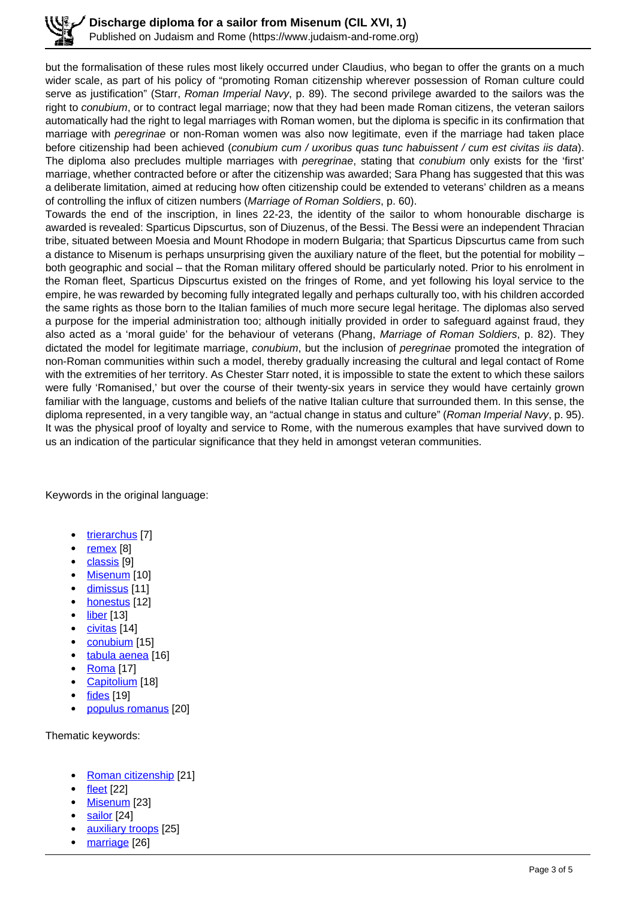but the formalisation of these rules most likely occurred under Claudius, who began to offer the grants on a much wider scale, as part of his policy of "promoting Roman citizenship wherever possession of Roman culture could serve as justification" (Starr, *Roman Imperial Navy*, p. 89). The second privilege awarded to the sailors was the right to *conubium*, or to contract legal marriage; now that they had been made Roman citizens, the veteran sailors automatically had the right to legal marriages with Roman women, but the diploma is specific in its confirmation that marriage with *peregrinae* or non-Roman women was also now legitimate, even if the marriage had taken place before citizenship had been achieved (*conubium cum / uxoribus quas tunc habuissent / cum est civitas iis data*). The diploma also precludes multiple marriages with *peregrinae*, stating that *conubium* only exists for the 'first' marriage, whether contracted before or after the citizenship was awarded; Sara Phang has suggested that this was a deliberate limitation, aimed at reducing how often citizenship could be extended to veterans' children as a means of controlling the influx of citizen numbers (*Marriage of Roman Soldiers*, p. 60).

Towards the end of the inscription, in lines 22-23, the identity of the sailor to whom honourable discharge is awarded is revealed: Sparticus Dipscurtus, son of Diuzenus, of the Bessi. The Bessi were an independent Thracian tribe, situated between Moesia and Mount Rhodope in modern Bulgaria; that Sparticus Dipscurtus came from such a distance to Misenum is perhaps unsurprising given the auxiliary nature of the fleet, but the potential for mobility – both geographic and social – that the Roman military offered should be particularly noted. Prior to his enrolment in the Roman fleet, Sparticus Dipscurtus existed on the fringes of Rome, and yet following his loyal service to the empire, he was rewarded by becoming fully integrated legally and perhaps culturally too, with his children accorded the same rights as those born to the Italian families of much more secure legal heritage. The diplomas also served a purpose for the imperial administration too; although initially provided in order to safeguard against fraud, they also acted as a 'moral guide' for the behaviour of veterans (Phang, *Marriage of Roman Soldiers*, p. 82). They dictated the model for legitimate marriage, *conubium*, but the inclusion of *peregrinae* promoted the integration of non-Roman communities within such a model, thereby gradually increasing the cultural and legal contact of Rome with the extremities of her territory. As Chester Starr noted, it is impossible to state the extent to which these sailors were fully 'Romanised,' but over the course of their twenty-six years in service they would have certainly grown familiar with the language, customs and beliefs of the native Italian culture that surrounded them. In this sense, the diploma represented, in a very tangible way, an "actual change in status and culture" (*Roman Imperial Navy*, p. 95). It was the physical proof of loyalty and service to Rome, with the numerous examples that have survived down to us an indication of the particular significance that they held in amongst veteran communities.

Keywords in the original language:

- trierarchus [7]
- remex [8]
- classis [9]
- Misenum [10]
- dimissus [11]
- honestus [12]
- liber [13]
- civitas [14]
- conubium [15]
- tabula aenea [16]
- Roma [17]
- Capitolium [18]
- fides [19]
- populus romanus [20]

Thematic keywords:

- Roman citizenship [21]
- fleet [22]
- Misenum [23]
- sailor [24]
- auxiliary troops [25]
- marriage [26]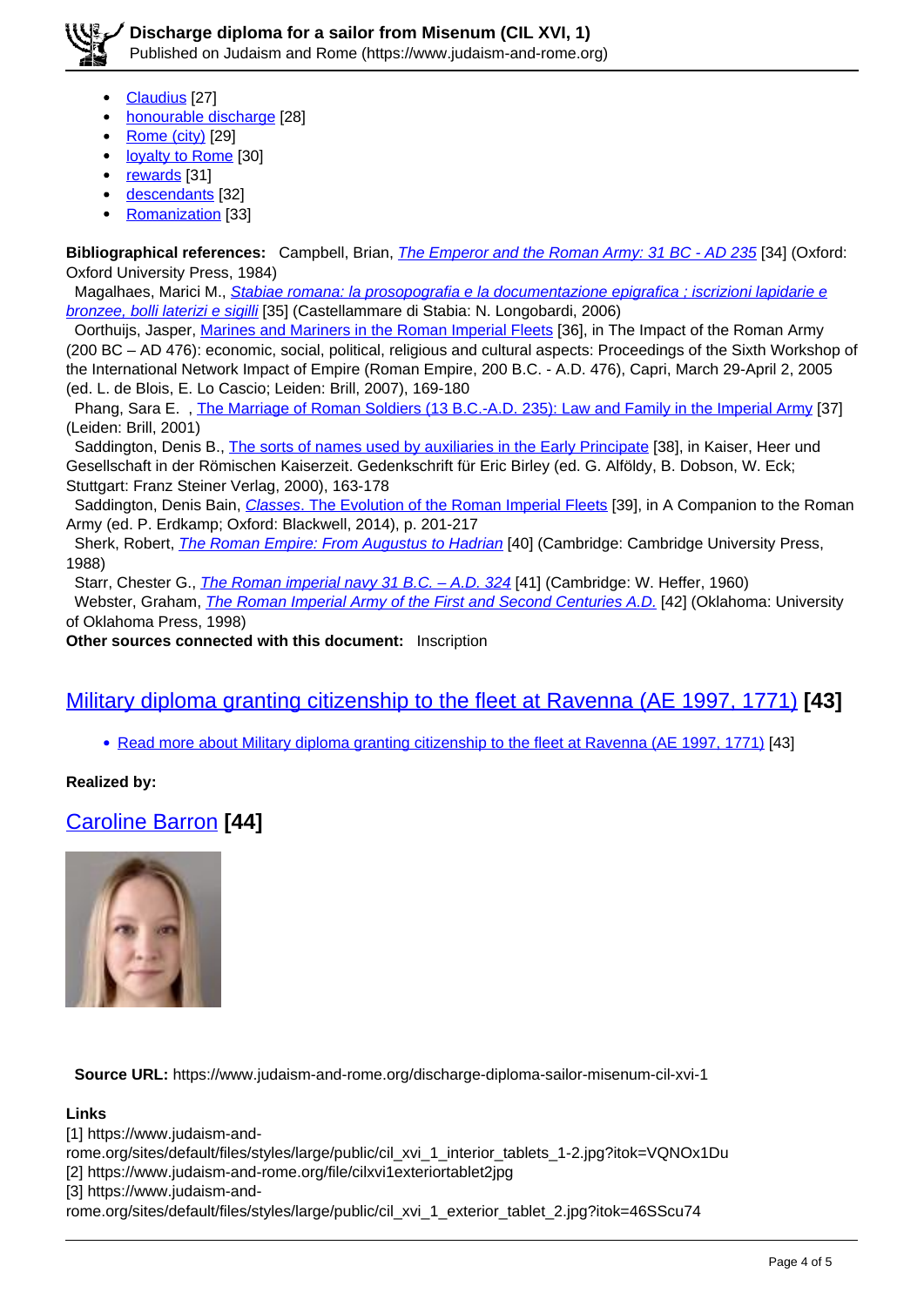- Claudius [27]
- honourable discharge [28]
- Rome (city) [29]
- loyalty to Rome [30]
- rewards [31]
- descendants [32]
- Romanization [33]

**Bibliographical references:** Campbell, Brian, *The Emperor and the Roman Army: 31 BC - AD 235* [34] (Oxford: Oxford University Press, 1984)
Magalhaes, Marici M., *Stabiae romana: la prosopografia e la documentazione epigrafica ; iscrizioni lapidarie e bronzee, bolli laterizi e sigilli* [35] (Castellammare di Stabia: N. Longobardi, 2006)
Oorthuijs, Jasper, Marines and Mariners in the Roman Imperial Fleets [36], in The Impact of the Roman Army (200 BC – AD 476): economic, social, political, religious and cultural aspects: Proceedings of the Sixth Workshop of the International Network Impact of Empire (Roman Empire, 200 B.C. - A.D. 476), Capri, March 29-April 2, 2005 (ed. L. de Blois, E. Lo Cascio; Leiden: Brill, 2007), 169-180
Phang, Sara E. , The Marriage of Roman Soldiers (13 B.C.-A.D. 235): Law and Family in the Imperial Army [37] (Leiden: Brill, 2001)
Saddington, Denis B., The sorts of names used by auxiliaries in the Early Principate [38], in Kaiser, Heer und Gesellschaft in der Römischen Kaiserzeit. Gedenkschrift für Eric Birley (ed. G. Alföldy, B. Dobson, W. Eck; Stuttgart: Franz Steiner Verlag, 2000), 163-178
Saddington, Denis Bain, *Classes*. The Evolution of the Roman Imperial Fleets [39], in A Companion to the Roman Army (ed. P. Erdkamp; Oxford: Blackwell, 2014), p. 201-217
Sherk, Robert, *The Roman Empire: From Augustus to Hadrian* [40] (Cambridge: Cambridge University Press, 1988)
Starr, Chester G., *The Roman imperial navy 31 B.C. – A.D. 324* [41] (Cambridge: W. Heffer, 1960)
Webster, Graham, *The Roman Imperial Army of the First and Second Centuries A.D.* [42] (Oklahoma: University of Oklahoma Press, 1998)
**Other sources connected with this document:** Inscription

## Military diploma granting citizenship to the fleet at Ravenna (AE 1997, 1771) [43]

- Read more about Military diploma granting citizenship to the fleet at Ravenna (AE 1997, 1771) [43]

**Realized by:**

## Caroline Barron [44]

**Source URL:** https://www.judaism-and-rome.org/discharge-diploma-sailor-misenum-cil-xvi-1

**Links**
[1] https://www.judaism-and-rome.org/sites/default/files/styles/large/public/cil_xvi_1_interior_tablets_1-2.jpg?itok=VQNOx1Du
[2] https://www.judaism-and-rome.org/file/cilxvi1exteriortablet2jpg
[3] https://www.judaism-and-rome.org/sites/default/files/styles/large/public/cil_xvi_1_exterior_tablet_2.jpg?itok=46SScu74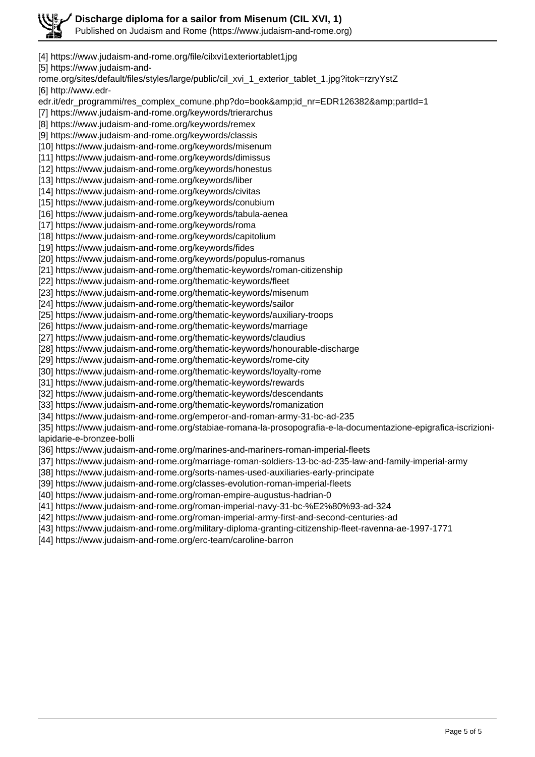[4] https://www.judaism-and-rome.org/file/cilxvi1exteriortablet1jpg
[5] https://www.judaism-and-rome.org/sites/default/files/styles/large/public/cil_xvi_1_exterior_tablet_1.jpg?itok=rzryYstZ
[6] http://www.edr-edr.it/edr_programmi/res_complex_comune.php?do=book&amp;id_nr=EDR126382&amp;partId=1
[7] https://www.judaism-and-rome.org/keywords/trierarchus
[8] https://www.judaism-and-rome.org/keywords/remex
[9] https://www.judaism-and-rome.org/keywords/classis
[10] https://www.judaism-and-rome.org/keywords/misenum
[11] https://www.judaism-and-rome.org/keywords/dimissus
[12] https://www.judaism-and-rome.org/keywords/honestus
[13] https://www.judaism-and-rome.org/keywords/liber
[14] https://www.judaism-and-rome.org/keywords/civitas
[15] https://www.judaism-and-rome.org/keywords/conubium
[16] https://www.judaism-and-rome.org/keywords/tabula-aenea
[17] https://www.judaism-and-rome.org/keywords/roma
[18] https://www.judaism-and-rome.org/keywords/capitolium
[19] https://www.judaism-and-rome.org/keywords/fides
[20] https://www.judaism-and-rome.org/keywords/populus-romanus
[21] https://www.judaism-and-rome.org/thematic-keywords/roman-citizenship
[22] https://www.judaism-and-rome.org/thematic-keywords/fleet
[23] https://www.judaism-and-rome.org/thematic-keywords/misenum
[24] https://www.judaism-and-rome.org/thematic-keywords/sailor
[25] https://www.judaism-and-rome.org/thematic-keywords/auxiliary-troops
[26] https://www.judaism-and-rome.org/thematic-keywords/marriage
[27] https://www.judaism-and-rome.org/thematic-keywords/claudius
[28] https://www.judaism-and-rome.org/thematic-keywords/honourable-discharge
[29] https://www.judaism-and-rome.org/thematic-keywords/rome-city
[30] https://www.judaism-and-rome.org/thematic-keywords/loyalty-rome
[31] https://www.judaism-and-rome.org/thematic-keywords/rewards
[32] https://www.judaism-and-rome.org/thematic-keywords/descendants
[33] https://www.judaism-and-rome.org/thematic-keywords/romanization
[34] https://www.judaism-and-rome.org/emperor-and-roman-army-31-bc-ad-235
[35] https://www.judaism-and-rome.org/stabiae-romana-la-prosopografia-e-la-documentazione-epigrafica-iscrizioni-lapidarie-e-bronzee-bolli
[36] https://www.judaism-and-rome.org/marines-and-mariners-roman-imperial-fleets
[37] https://www.judaism-and-rome.org/marriage-roman-soldiers-13-bc-ad-235-law-and-family-imperial-army
[38] https://www.judaism-and-rome.org/sorts-names-used-auxiliaries-early-principate
[39] https://www.judaism-and-rome.org/classes-evolution-roman-imperial-fleets
[40] https://www.judaism-and-rome.org/roman-empire-augustus-hadrian-0
[41] https://www.judaism-and-rome.org/roman-imperial-navy-31-bc-%E2%80%93-ad-324
[42] https://www.judaism-and-rome.org/roman-imperial-army-first-and-second-centuries-ad
[43] https://www.judaism-and-rome.org/military-diploma-granting-citizenship-fleet-ravenna-ae-1997-1771
[44] https://www.judaism-and-rome.org/erc-team/caroline-barron